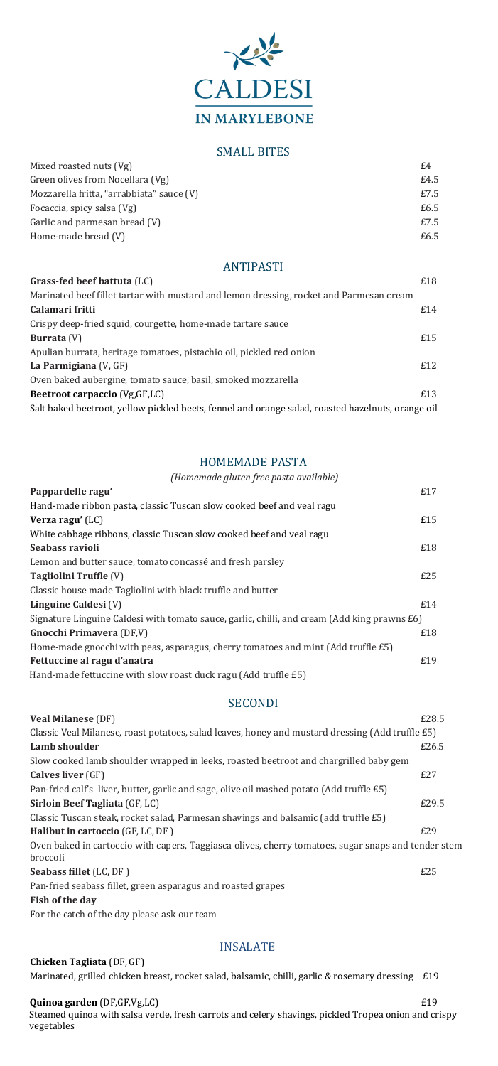# CALDESI

## IN MARYLEBONE

## SMALL BITES

| | |
|---|---|
| Mixed roasted nuts (Vg) | £4 |
| Green olives from Nocellara (Vg) | £4.5 |
| Mozzarella fritta, "arrabbiata" sauce (V) | £7.5 |
| Focaccia, spicy salsa (Vg) | £6.5 |
| Garlic and parmesan bread (V) | £7.5 |
| Home-made bread (V) | £6.5 |

## ANTIPASTI

**Grass-fed beef battuta** (LC) — £18
Marinated beef fillet tartar with mustard and lemon dressing, rocket and Parmesan cream

**Calamari fritti** — £14
Crispy deep-fried squid, courgette, home-made tartare sauce

**Burrata** (V) — £15
Apulian burrata, heritage tomatoes, pistachio oil, pickled red onion

**La Parmigiana** (V, GF) — £12
Oven baked aubergine, tomato sauce, basil, smoked mozzarella

**Beetroot carpaccio** (Vg,GF,LC) — £13
Salt baked beetroot, yellow pickled beets, fennel and orange salad, roasted hazelnuts, orange oil

## HOMEMADE PASTA

*(Homemade gluten free pasta available)*

**Pappardelle ragu'** — £17
Hand-made ribbon pasta, classic Tuscan slow cooked beef and veal ragu

**Verza ragu'** (LC) — £15
White cabbage ribbons, classic Tuscan slow cooked beef and veal ragu

**Seabass ravioli** — £18
Lemon and butter sauce, tomato concassé and fresh parsley

**Tagliolini Truffle** (V) — £25
Classic house made Tagliolini with black truffle and butter

**Linguine Caldesi** (V) — £14
Signature Linguine Caldesi with tomato sauce, garlic, chilli, and cream (Add king prawns £6)

**Gnocchi Primavera** (DF,V) — £18
Home-made gnocchi with peas, asparagus, cherry tomatoes and mint (Add truffle £5)

**Fettuccine al ragu d'anatra** — £19
Hand-made fettuccine with slow roast duck ragu (Add truffle £5)

## SECONDI

**Veal Milanese** (DF) — £28.5
Classic Veal Milanese, roast potatoes, salad leaves, honey and mustard dressing (Add truffle £5)

**Lamb shoulder** — £26.5
Slow cooked lamb shoulder wrapped in leeks, roasted beetroot and chargrilled baby gem

**Calves liver** (GF) — £27
Pan-fried calf's liver, butter, garlic and sage, olive oil mashed potato (Add truffle £5)

**Sirloin Beef Tagliata** (GF, LC) — £29.5
Classic Tuscan steak, rocket salad, Parmesan shavings and balsamic (add truffle £5)

**Halibut in cartoccio** (GF, LC, DF ) — £29
Oven baked in cartoccio with capers, Taggiasca olives, cherry tomatoes, sugar snaps and tender stem broccoli

**Seabass fillet** (LC, DF ) — £25
Pan-fried seabass fillet, green asparagus and roasted grapes

**Fish of the day**
For the catch of the day please ask our team

## INSALATE

**Chicken Tagliata** (DF, GF)
Marinated, grilled chicken breast, rocket salad, balsamic, chilli, garlic & rosemary dressing — £19

**Quinoa garden** (DF,GF,Vg,LC) — £19
Steamed quinoa with salsa verde, fresh carrots and celery shavings, pickled Tropea onion and crispy vegetables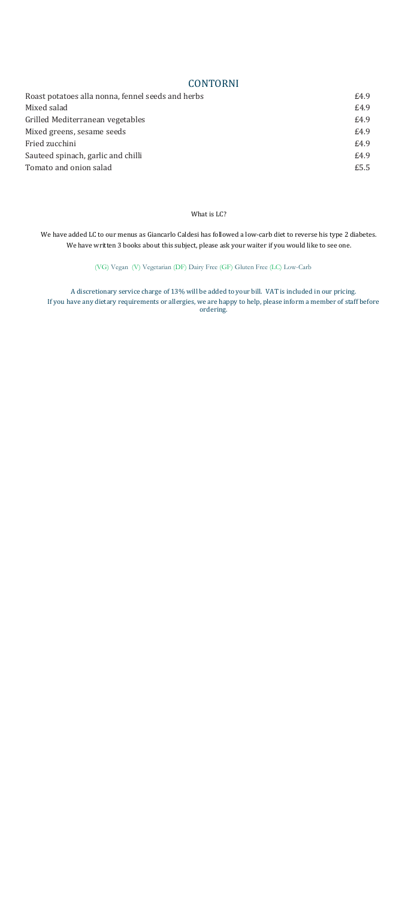## CONTORNI

| | |
|---|---|
| Roast potatoes alla nonna, fennel seeds and herbs | £4.9 |
| Mixed salad | £4.9 |
| Grilled Mediterranean vegetables | £4.9 |
| Mixed greens, sesame seeds | £4.9 |
| Fried zucchini | £4.9 |
| Sauteed spinach, garlic and chilli | £4.9 |
| Tomato and onion salad | £5.5 |

What is LC?

We have added LC to our menus as Giancarlo Caldesi has followed a low-carb diet to reverse his type 2 diabetes. We have written 3 books about this subject, please ask your waiter if you would like to see one.

(VG) Vegan (V) Vegetarian (DF) Dairy Free (GF) Gluten Free (LC) Low-Carb

A discretionary service charge of 13% will be added to your bill. VAT is included in our pricing.
If you have any dietary requirements or allergies, we are happy to help, please inform a member of staff before ordering.